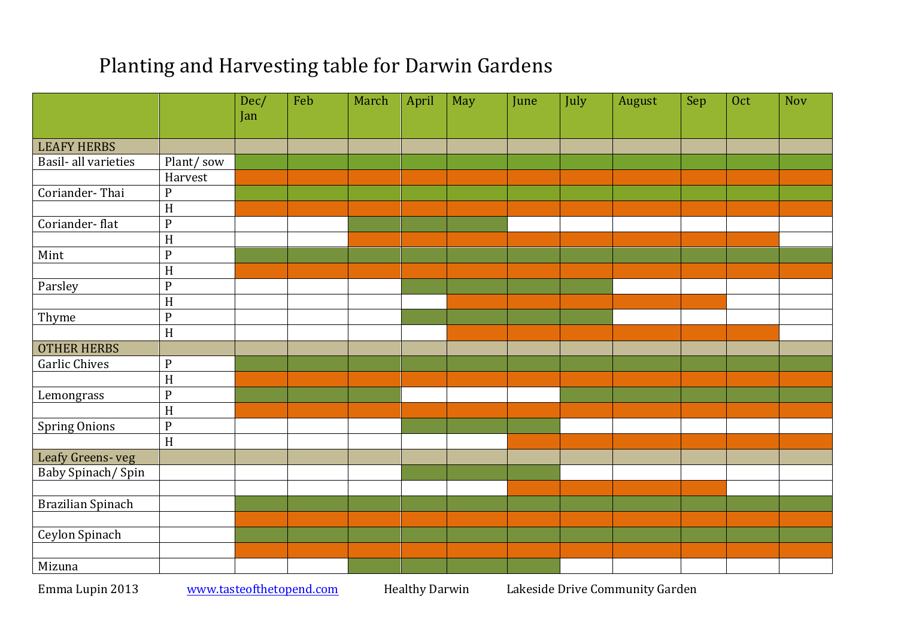# Planting and Harvesting table for Darwin Gardens

| | | Dec/ Jan | Feb | March | April | May | June | July | August | Sep | Oct | Nov |
|---|---|---|---|---|---|---|---|---|---|---|---|---|
| **LEAFY HERBS** | | | | | | | | | | | | |
| Basil- all varieties | Plant/ sow | X | X | X | X | X | X | X | X | X | X | X |
| | Harvest | X | X | X | X | X | X | X | X | X | X | X |
| Coriander- Thai | P | X | X | X | X | X | X | X | X | X | X | X |
| | H | X | X | X | X | X | X | X | X | X | X | X |
| Coriander- flat | P | | | X | X | X | | | | | | |
| | H | | | X | X | X | X | X | X | X | X | |
| Mint | P | X | X | X | X | X | X | X | X | X | X | X |
| | H | X | X | X | X | X | X | X | X | X | X | X |
| Parsley | P | | | | X | X | X | X | | | | |
| | H | | | | | X | X | X | X | X | | |
| Thyme | P | | | | X | X | X | X | | | | |
| | H | | | | | X | X | X | X | X | X | |
| **OTHER HERBS** | | | | | | | | | | | | |
| Garlic Chives | P | X | X | X | X | X | X | X | X | X | X | X |
| | H | X | X | X | X | X | X | X | X | X | X | X |
| Lemongrass | P | X | X | X | | | | X | X | X | X | X |
| | H | X | X | X | X | X | X | X | X | X | X | X |
| Spring Onions | P | | | | X | X | X | | | | | |
| | H | | | | | | X | X | X | X | X | X |
| **Leafy Greens- veg** | | | | | | | | | | | | |
| Baby Spinach/ Spin | | | | | X | X | X | | | | | |
| | | | | | | | X | X | X | X | | |
| Brazilian Spinach | | X | X | X | X | X | X | X | X | X | X | X |
| | | X | X | X | X | X | X | X | X | X | X | X |
| Ceylon Spinach | | X | X | X | X | X | X | X | X | X | X | X |
| | | X | X | X | X | X | X | X | X | X | X | X |
| Mizuna | | | | X | X | X | X | | | | | |

Emma Lupin 2013 www.tasteofthetopend.com Healthy Darwin Lakeside Drive Community Garden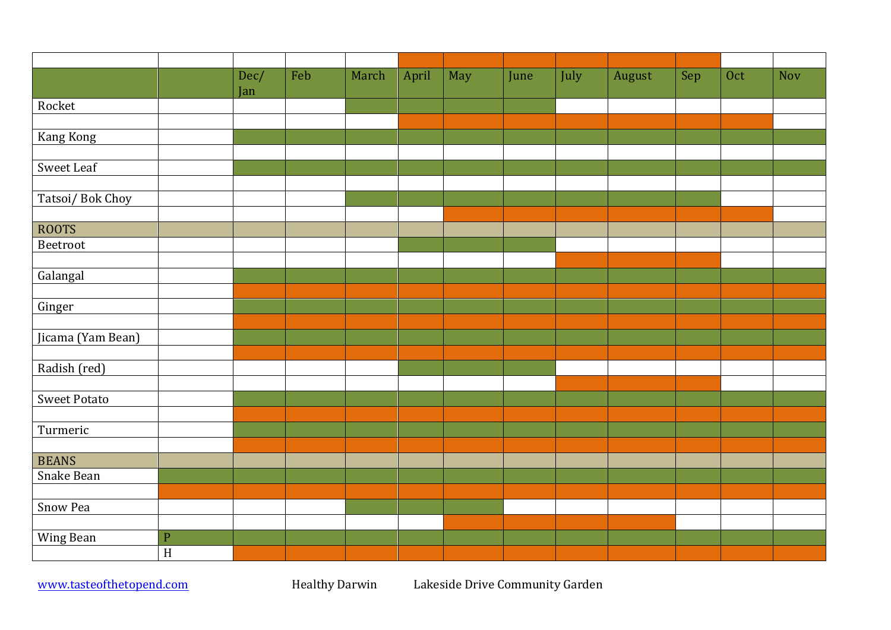| | | Dec/ Jan | Feb | March | April | May | June | July | August | Sep | Oct | Nov |
|---|---|---|---|---|---|---|---|---|---|---|---|---|
| Rocket | | | | P | P | P | P | | | | | |
| | | | | | H | H | H | H | H | H | H | |
| Kang Kong | | P | P | P | P | P | P | P | P | P | P | P |
| | | | | | | | | | | | | |
| Sweet Leaf | | P | P | P | P | P | P | P | P | P | P | P |
| | | | | | | | | | | | | |
| Tatsoi/ Bok Choy | | | | P | P | P | P | P | P | P | | |
| | | | | | | H | H | H | H | H | H | |
| ROOTS | | | | | | | | | | | | |
| Beetroot | | | | | P | P | P | | | | | |
| | | | | | | | | H | H | H | | |
| Galangal | | P | P | P | P | P | P | P | P | P | P | P |
| | | H | H | H | H | H | H | H | H | H | H | H |
| Ginger | | P | P | P | P | P | P | P | P | P | P | P |
| | | H | H | H | H | H | H | H | H | H | H | H |
| Jicama (Yam Bean) | | P | P | P | P | P | P | P | P | P | P | P |
| | | H | H | H | H | H | H | H | H | H | H | H |
| Radish (red) | | | | | P | P | P | | | | | |
| | | | | | | | | H | H | H | | |
| Sweet Potato | | P | P | P | P | P | P | P | P | P | P | P |
| | | H | H | H | H | H | H | H | H | H | H | H |
| Turmeric | | P | P | P | P | P | P | P | P | P | P | P |
| | | H | H | H | H | H | H | H | H | H | H | H |
| BEANS | | | | | | | | | | | | |
| Snake Bean | P | P | P | P | P | P | P | P | P | P | P | P |
| | H | H | H | H | H | H | H | H | H | H | H | H |
| Snow Pea | | | | P | P | P | | | | | | |
| | | | | | | H | H | H | H | | | |
| Wing Bean | P | P | P | P | P | P | P | P | P | P | P | P |
| | H | H | H | H | H | H | H | H | H | H | H | H |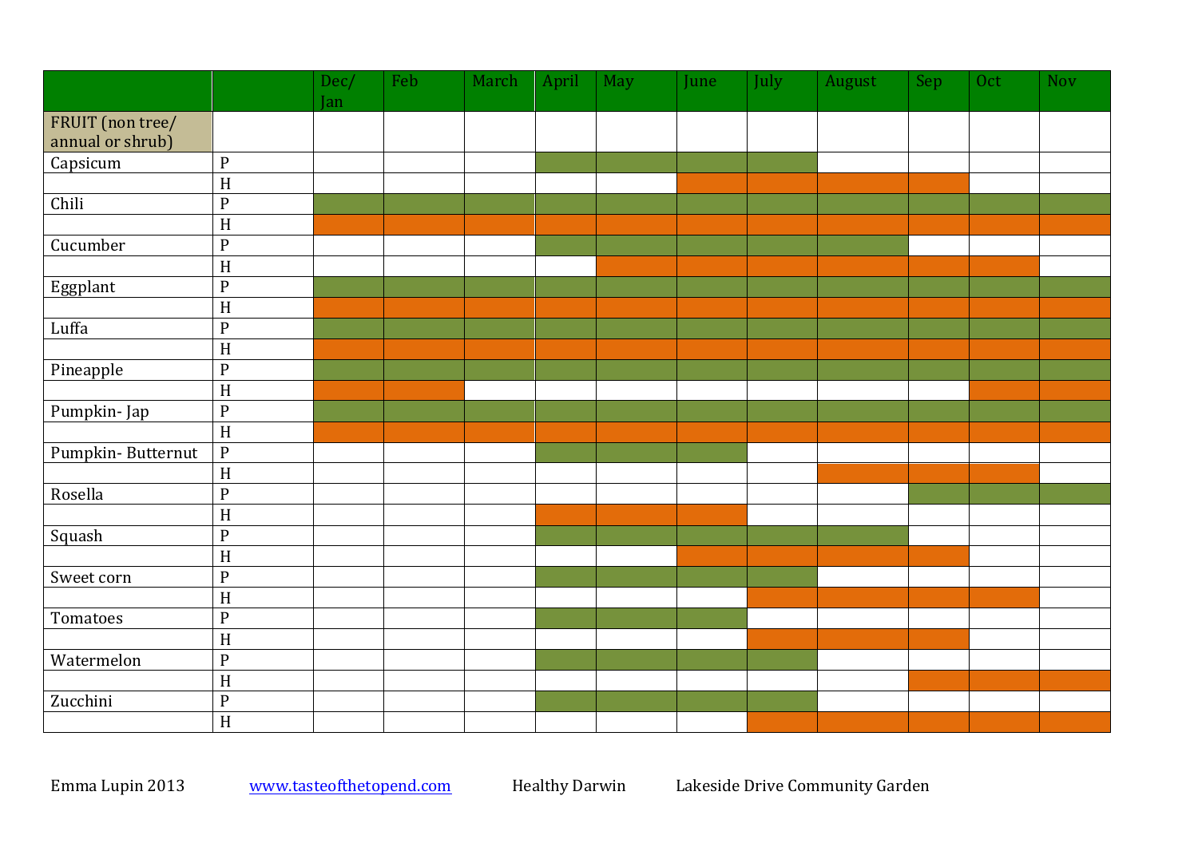| | | Dec/ Jan | Feb | March | April | May | June | July | August | Sep | Oct | Nov |
|---|---|---|---|---|---|---|---|---|---|---|---|---|
| FRUIT (non tree/ annual or shrub) | | | | | | | | | | | | |
| Capsicum | P | | | | ■ | ■ | ■ | ■ | | | | |
| | H | | | | | | ■ | ■ | ■ | ■ | | |
| Chili | P | ■ | ■ | ■ | ■ | ■ | ■ | ■ | ■ | ■ | ■ | ■ |
| | H | ■ | ■ | ■ | ■ | ■ | ■ | ■ | ■ | ■ | ■ | ■ |
| Cucumber | P | | | | ■ | ■ | ■ | ■ | ■ | | | |
| | H | | | | | ■ | ■ | ■ | ■ | ■ | ■ | |
| Eggplant | P | ■ | ■ | ■ | ■ | ■ | ■ | ■ | ■ | ■ | ■ | ■ |
| | H | ■ | ■ | ■ | ■ | ■ | ■ | ■ | ■ | ■ | ■ | ■ |
| Luffa | P | ■ | ■ | ■ | ■ | ■ | ■ | ■ | ■ | ■ | ■ | ■ |
| | H | ■ | ■ | ■ | ■ | ■ | ■ | ■ | ■ | ■ | ■ | ■ |
| Pineapple | P | ■ | ■ | ■ | ■ | ■ | ■ | ■ | ■ | ■ | ■ | ■ |
| | H | ■ | ■ | | | | | | | | ■ | ■ |
| Pumpkin- Jap | P | ■ | ■ | ■ | ■ | ■ | ■ | ■ | ■ | ■ | ■ | ■ |
| | H | ■ | ■ | ■ | ■ | ■ | ■ | ■ | ■ | ■ | ■ | ■ |
| Pumpkin- Butternut | P | | | | ■ | ■ | ■ | | | | | |
| | H | | | | | | | | ■ | ■ | ■ | |
| Rosella | P | | | | | | | | | ■ | ■ | ■ |
| | H | | | | ■ | ■ | ■ | | | | | |
| Squash | P | | | | ■ | ■ | ■ | ■ | ■ | | | |
| | H | | | | | | ■ | ■ | ■ | ■ | | |
| Sweet corn | P | | | | ■ | ■ | ■ | ■ | | | | |
| | H | | | | | | | ■ | ■ | ■ | ■ | |
| Tomatoes | P | | | | ■ | ■ | ■ | | | | | |
| | H | | | | | | | ■ | ■ | ■ | | |
| Watermelon | P | | | | ■ | ■ | ■ | ■ | | | | |
| | H | | | | | | | | | ■ | ■ | ■ |
| Zucchini | P | | | | ■ | ■ | ■ | ■ | | | | |
| | H | | | | | | | ■ | ■ | ■ | ■ | ■ |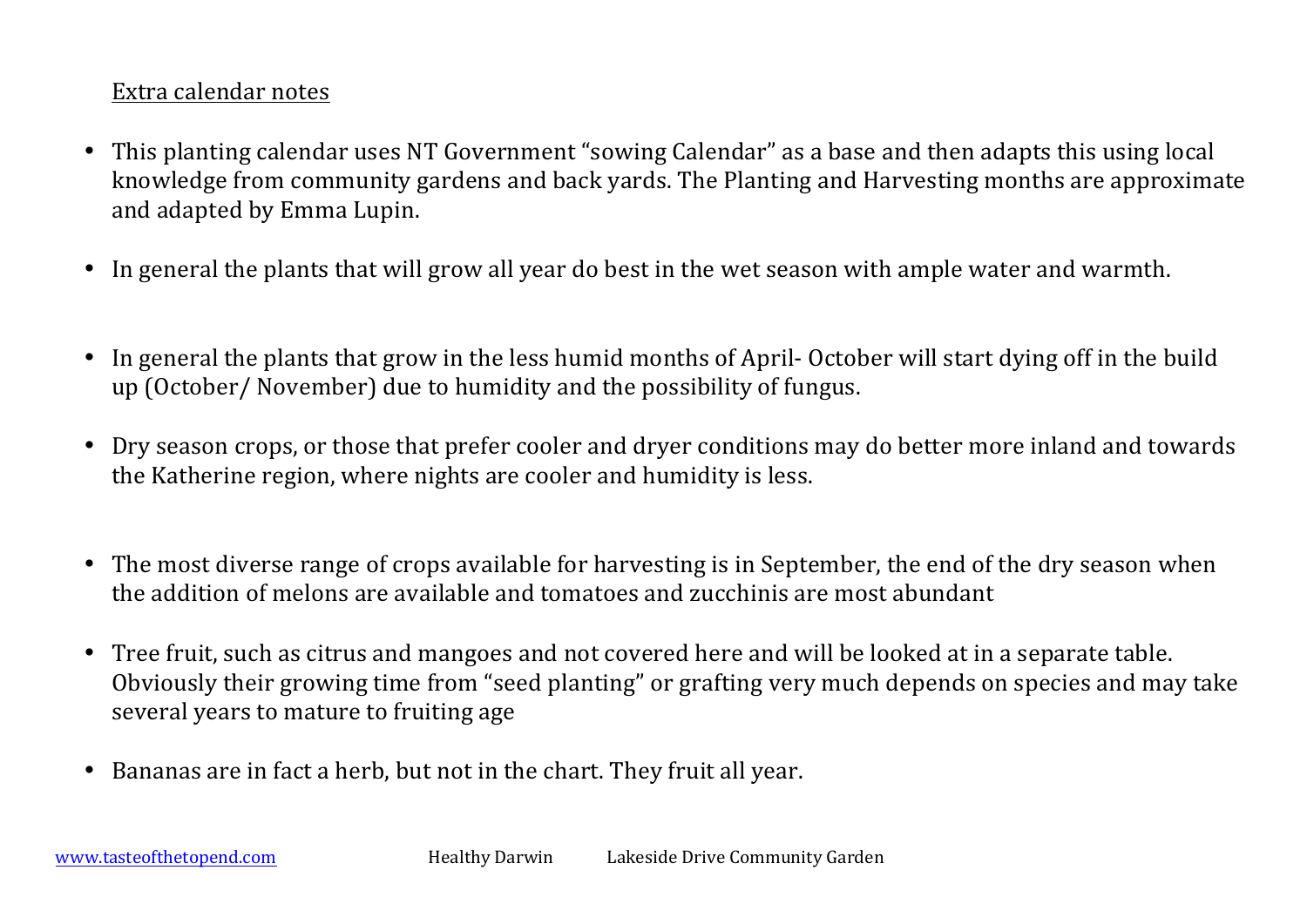Extra calendar notes

- This planting calendar uses NT Government "sowing Calendar" as a base and then adapts this using local knowledge from community gardens and back yards. The Planting and Harvesting months are approximate and adapted by Emma Lupin.
- In general the plants that will grow all year do best in the wet season with ample water and warmth.
- In general the plants that grow in the less humid months of April- October will start dying off in the build up (October/ November) due to humidity and the possibility of fungus.
- Dry season crops, or those that prefer cooler and dryer conditions may do better more inland and towards the Katherine region, where nights are cooler and humidity is less.
- The most diverse range of crops available for harvesting is in September, the end of the dry season when the addition of melons are available and tomatoes and zucchinis are most abundant
- Tree fruit, such as citrus and mangoes and not covered here and will be looked at in a separate table. Obviously their growing time from "seed planting" or grafting very much depends on species and may take several years to mature to fruiting age
- Bananas are in fact a herb, but not in the chart. They fruit all year.

www.tasteofthetopend.com Healthy Darwin Lakeside Drive Community Garden